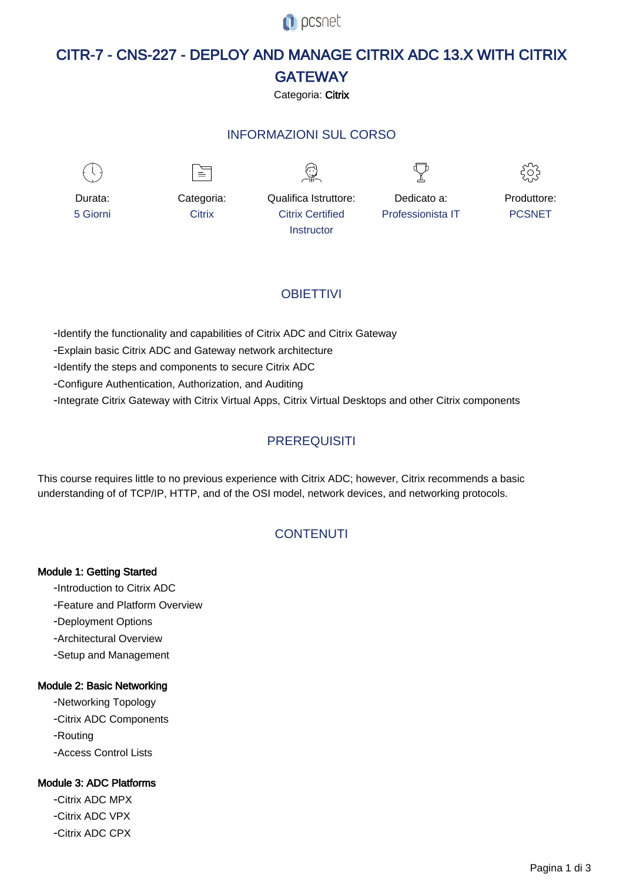# CITR-7 - CNS-227 - DEPLOY AND MANAGE CITRIX ADC 13.X WITH CITRIX GATEWAY

Categoria: **Citrix**

## INFORMAZIONI SUL CORSO

| Durata: | Categoria: | Qualifica Istruttore: | Dedicato a: | Produttore: |
|---|---|---|---|---|
| 5 Giorni | Citrix | Citrix Certified Instructor | Professionista IT | PCSNET |

## OBIETTIVI

- Identify the functionality and capabilities of Citrix ADC and Citrix Gateway
- Explain basic Citrix ADC and Gateway network architecture
- Identify the steps and components to secure Citrix ADC
- Configure Authentication, Authorization, and Auditing
- Integrate Citrix Gateway with Citrix Virtual Apps, Citrix Virtual Desktops and other Citrix components

## PREREQUISITI

This course requires little to no previous experience with Citrix ADC; however, Citrix recommends a basic understanding of of TCP/IP, HTTP, and of the OSI model, network devices, and networking protocols.

## CONTENUTI

**Module 1: Getting Started**

- Introduction to Citrix ADC
- Feature and Platform Overview
- Deployment Options
- Architectural Overview
- Setup and Management

**Module 2: Basic Networking**

- Networking Topology
- Citrix ADC Components
- Routing
- Access Control Lists

**Module 3: ADC Platforms**

- Citrix ADC MPX
- Citrix ADC VPX
- Citrix ADC CPX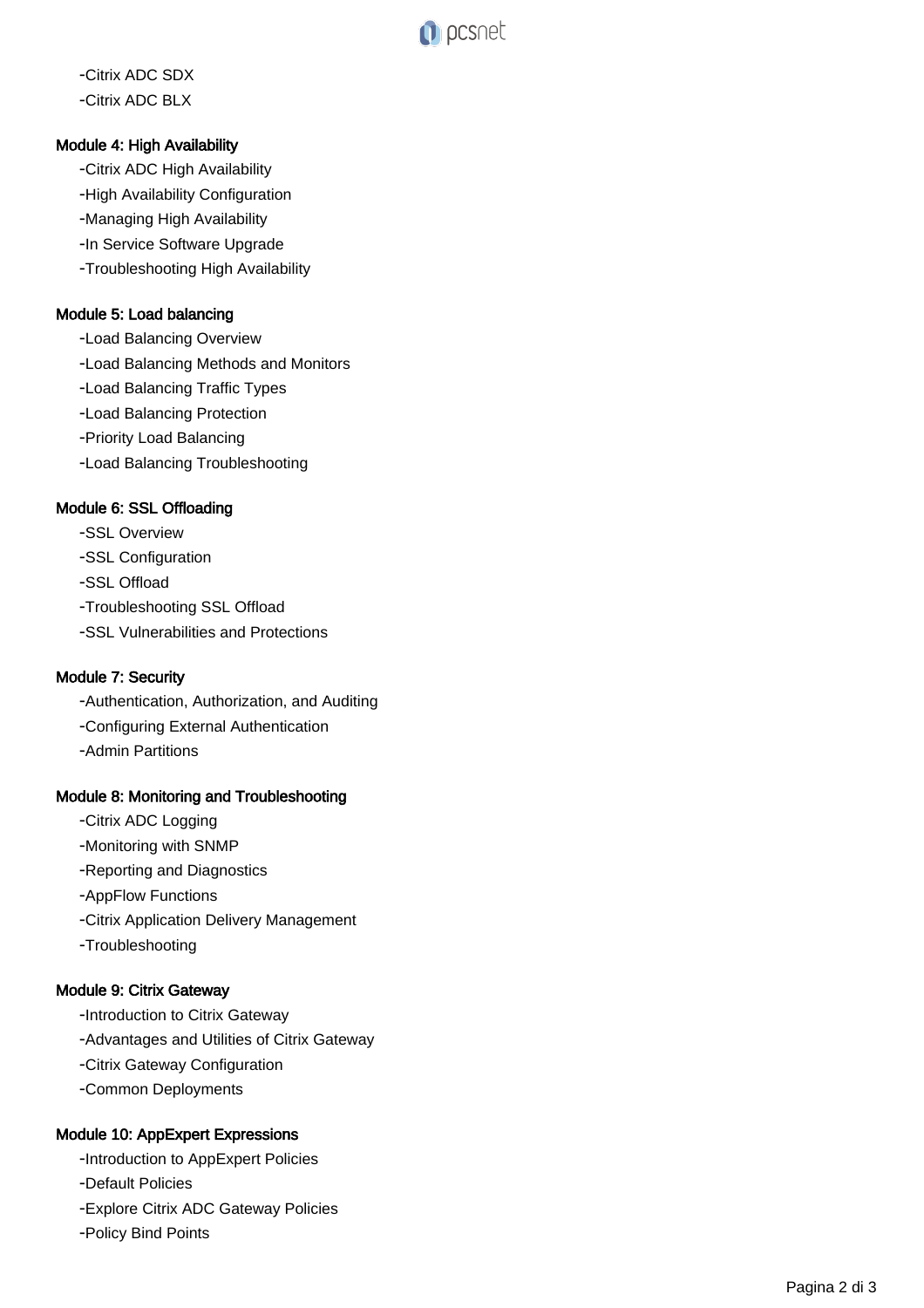- Citrix ADC SDX
- Citrix ADC BLX

### Module 4: High Availability

- High Availability
- Citrix ADC High Availability
- High Availability Configuration
- Managing High Availability
- In Service Software Upgrade
- Troubleshooting High Availability

### Module 5: Load balancing

- Load Balancing Overview
- Load Balancing Methods and Monitors
- Load Balancing Traffic Types
- Load Balancing Protection
- Priority Load Balancing
- Load Balancing Troubleshooting

### Module 6: SSL Offloading

- SSL Overview
- SSL Configuration
- SSL Offload
- Troubleshooting SSL Offload
- SSL Vulnerabilities and Protections

### Module 7: Security

- Authentication, Authorization, and Auditing
- Configuring External Authentication
- Admin Partitions

### Module 8: Monitoring and Troubleshooting

- Citrix ADC Logging
- Monitoring with SNMP
- Reporting and Diagnostics
- AppFlow Functions
- Citrix Application Delivery Management
- Troubleshooting

### Module 9: Citrix Gateway

- Introduction to Citrix Gateway
- Advantages and Utilities of Citrix Gateway
- Citrix Gateway Configuration
- Common Deployments

### Module 10: AppExpert Expressions

- Introduction to AppExpert Policies
- Default Policies
- Explore Citrix ADC Gateway Policies
- Policy Bind Points

- Citrix ADC SDX
- Citrix ADC BLX

### Module 4: High Availability

- Citrix ADC High Availability
- High Availability Configuration
- Managing High Availability
- In Service Software Upgrade
- Troubleshooting High Availability

### Module 5: Load balancing

- Load Balancing Overview
- Load Balancing Methods and Monitors
- Load Balancing Traffic Types
- Load Balancing Protection
- Priority Load Balancing
- Load Balancing Troubleshooting

### Module 6: SSL Offloading

- SSL Overview
- SSL Configuration
- SSL Offload
- Troubleshooting SSL Offload
- SSL Vulnerabilities and Protections

### Module 7: Security

- Authentication, Authorization, and Auditing
- Configuring External Authentication
- Admin Partitions

### Module 8: Monitoring and Troubleshooting

- Citrix ADC Logging
- Monitoring with SNMP
- Reporting and Diagnostics
- AppFlow Functions
- Citrix Application Delivery Management
- Troubleshooting

### Module 9: Citrix Gateway

- Introduction to Citrix Gateway
- Advantages and Utilities of Citrix Gateway
- Citrix Gateway Configuration
- Common Deployments

### Module 10: AppExpert Expressions

- Introduction to AppExpert Policies
- Default Policies
- Explore Citrix ADC Gateway Policies
- Policy Bind Points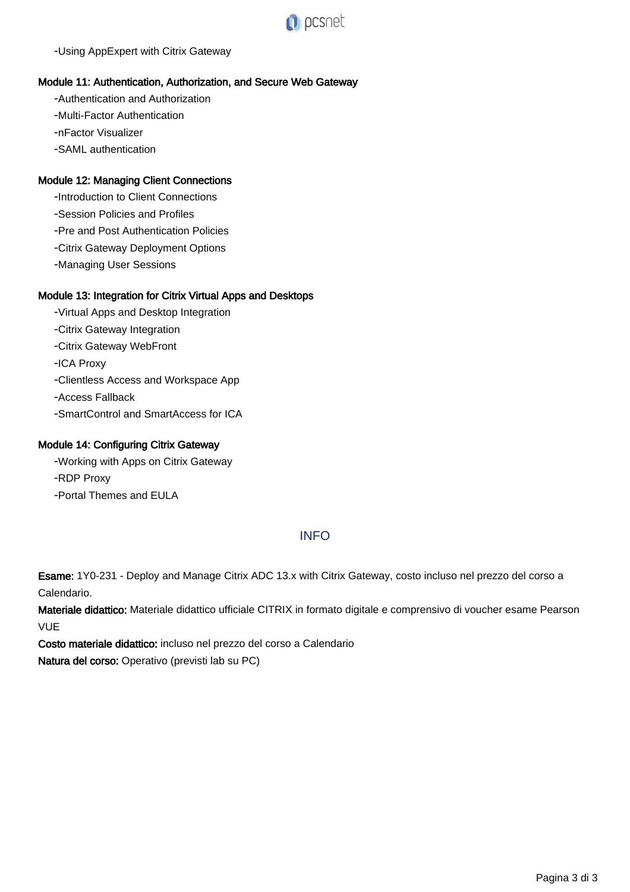-Using AppExpert with Citrix Gateway

**Module 11: Authentication, Authorization, and Secure Web Gateway**

-Authentication and Authorization

-Multi-Factor Authentication

-nFactor Visualizer

-SAML authentication

**Module 12: Managing Client Connections**

-Introduction to Client Connections

-Session Policies and Profiles

-Pre and Post Authentication Policies

-Citrix Gateway Deployment Options

-Managing User Sessions

**Module 13: Integration for Citrix Virtual Apps and Desktops**

-Virtual Apps and Desktop Integration

-Citrix Gateway Integration

-Citrix Gateway WebFront

-ICA Proxy

-Clientless Access and Workspace App

-Access Fallback

-SmartControl and SmartAccess for ICA

**Module 14: Configuring Citrix Gateway**

-Working with Apps on Citrix Gateway

-RDP Proxy

-Portal Themes and EULA

## INFO

**Esame:** 1Y0-231 - Deploy and Manage Citrix ADC 13.x with Citrix Gateway, costo incluso nel prezzo del corso a Calendario.

**Materiale didattico:** Materiale didattico ufficiale CITRIX in formato digitale e comprensivo di voucher esame Pearson VUE

**Costo materiale didattico:** incluso nel prezzo del corso a Calendario

**Natura del corso:** Operativo (previsti lab su PC)